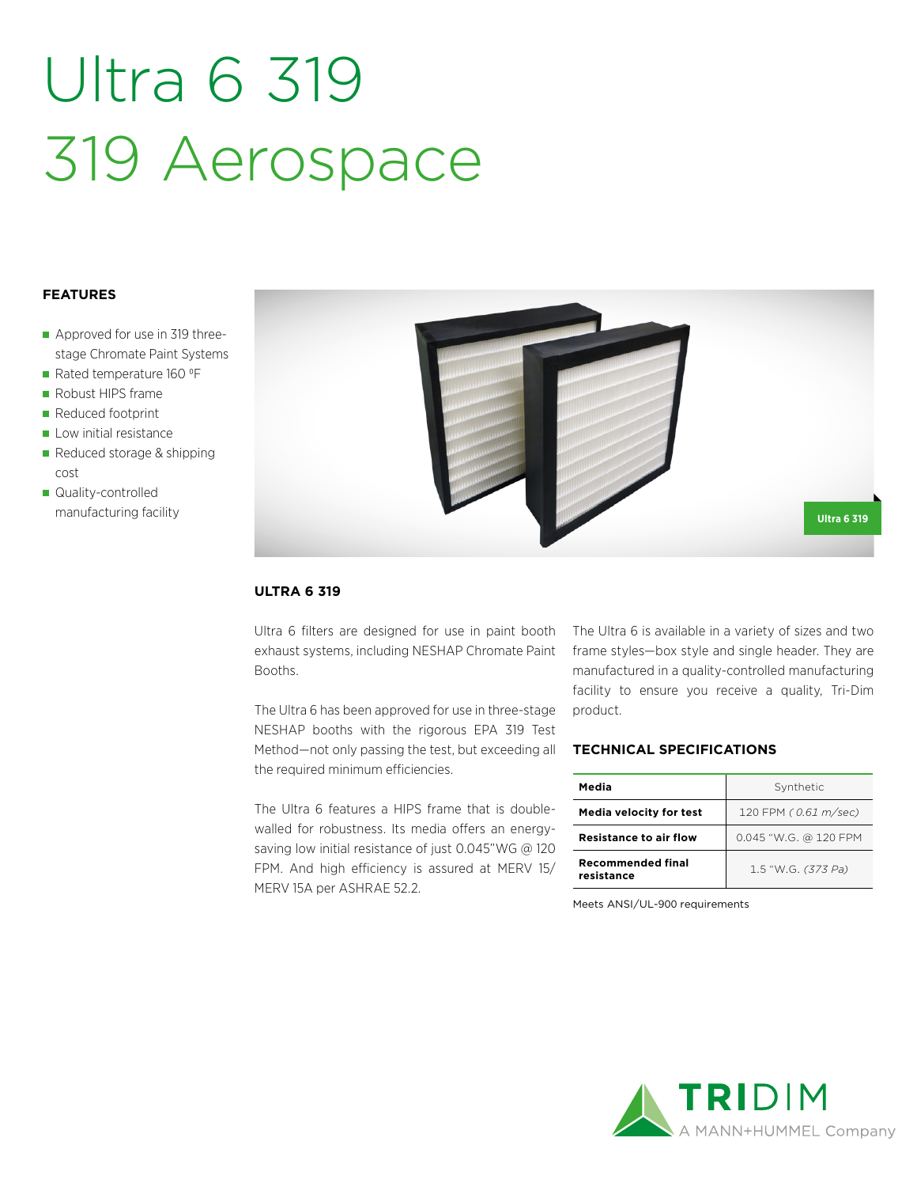# Ultra 6 319
# 319 Aerospace

## FEATURES

- Approved for use in 319 three-stage Chromate Paint Systems
- Rated temperature 160 ºF
- Robust HIPS frame
- Reduced footprint
- Low initial resistance
- Reduced storage & shipping cost
- Quality-controlled manufacturing facility

Ultra 6 319

## ULTRA 6 319

Ultra 6 filters are designed for use in paint booth exhaust systems, including NESHAP Chromate Paint Booths.

The Ultra 6 has been approved for use in three-stage NESHAP booths with the rigorous EPA 319 Test Method—not only passing the test, but exceeding all the required minimum efficiencies.

The Ultra 6 features a HIPS frame that is double-walled for robustness. Its media offers an energy-saving low initial resistance of just 0.045"WG @ 120 FPM. And high efficiency is assured at MERV 15/ MERV 15A per ASHRAE 52.2.

The Ultra 6 is available in a variety of sizes and two frame styles—box style and single header. They are manufactured in a quality-controlled manufacturing facility to ensure you receive a quality, Tri-Dim product.

## TECHNICAL SPECIFICATIONS

| | |
|---|---|
| **Media** | Synthetic |
| **Media velocity for test** | 120 FPM *( 0.61 m/sec)* |
| **Resistance to air flow** | 0.045 "W.G. @ 120 FPM |
| **Recommended final resistance** | 1.5 "W.G. *(373 Pa)* |

Meets ANSI/UL-900 requirements

TRIDIM
A MANN+HUMMEL Company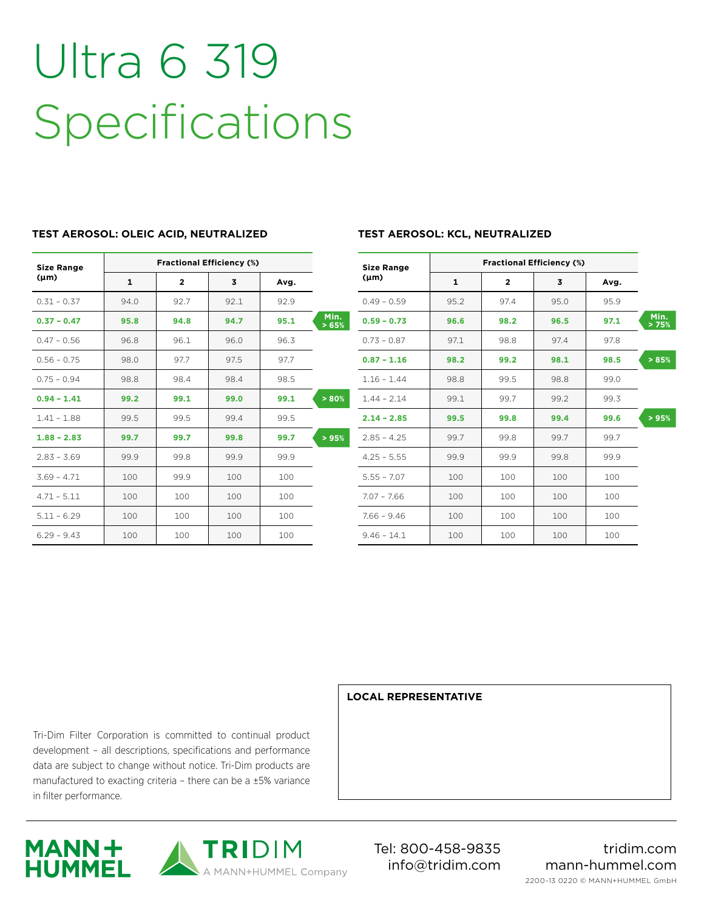# Ultra 6 319 Specifications

### TEST AEROSOL: OLEIC ACID, NEUTRALIZED

| Size Range (µm) | Fractional Efficiency (%) | | | | |
|---|---|---|---|---|---|
| | 1 | 2 | 3 | Avg. | |
| 0.31 – 0.37 | 94.0 | 92.7 | 92.1 | 92.9 | |
| **0.37 – 0.47** | **95.8** | **94.8** | **94.7** | **95.1** | Min. > 65% |
| 0.47 – 0.56 | 96.8 | 96.1 | 96.0 | 96.3 | |
| 0.56 – 0.75 | 98.0 | 97.7 | 97.5 | 97.7 | |
| 0.75 – 0.94 | 98.8 | 98.4 | 98.4 | 98.5 | |
| **0.94 – 1.41** | **99.2** | **99.1** | **99.0** | **99.1** | > 80% |
| 1.41 – 1.88 | 99.5 | 99.5 | 99.4 | 99.5 | |
| **1.88 – 2.83** | **99.7** | **99.7** | **99.8** | **99.7** | > 95% |
| 2.83 – 3.69 | 99.9 | 99.8 | 99.9 | 99.9 | |
| 3.69 – 4.71 | 100 | 99.9 | 100 | 100 | |
| 4.71 – 5.11 | 100 | 100 | 100 | 100 | |
| 5.11 – 6.29 | 100 | 100 | 100 | 100 | |
| 6.29 – 9.43 | 100 | 100 | 100 | 100 | |

### TEST AEROSOL: KCL, NEUTRALIZED

| Size Range (µm) | Fractional Efficiency (%) | | | | |
|---|---|---|---|---|---|
| | 1 | 2 | 3 | Avg. | |
| 0.49 – 0.59 | 95.2 | 97.4 | 95.0 | 95.9 | |
| **0.59 – 0.73** | **96.6** | **98.2** | **96.5** | **97.1** | Min. > 75% |
| 0.73 – 0.87 | 97.1 | 98.8 | 97.4 | 97.8 | |
| **0.87 – 1.16** | **98.2** | **99.2** | **98.1** | **98.5** | > 85% |
| 1.16 – 1.44 | 98.8 | 99.5 | 98.8 | 99.0 | |
| 1.44 – 2.14 | 99.1 | 99.7 | 99.2 | 99.3 | |
| **2.14 – 2.85** | **99.5** | **99.8** | **99.4** | **99.6** | > 95% |
| 2.85 – 4.25 | 99.7 | 99.8 | 99.7 | 99.7 | |
| 4.25 – 5.55 | 99.9 | 99.9 | 99.8 | 99.9 | |
| 5.55 – 7.07 | 100 | 100 | 100 | 100 | |
| 7.07 – 7.66 | 100 | 100 | 100 | 100 | |
| 7.66 – 9.46 | 100 | 100 | 100 | 100 | |
| 9.46 – 14.1 | 100 | 100 | 100 | 100 | |

Tri-Dim Filter Corporation is committed to continual product development – all descriptions, specifications and performance data are subject to change without notice. Tri-Dim products are manufactured to exacting criteria – there can be a ±5% variance in filter performance.

**LOCAL REPRESENTATIVE**

MANN+HUMMEL

TRIDIM A MANN+HUMMEL Company

Tel: 800-458-9835
info@tridim.com

tridim.com
mann-hummel.com

2200-13 0220 © MANN+HUMMEL GmbH